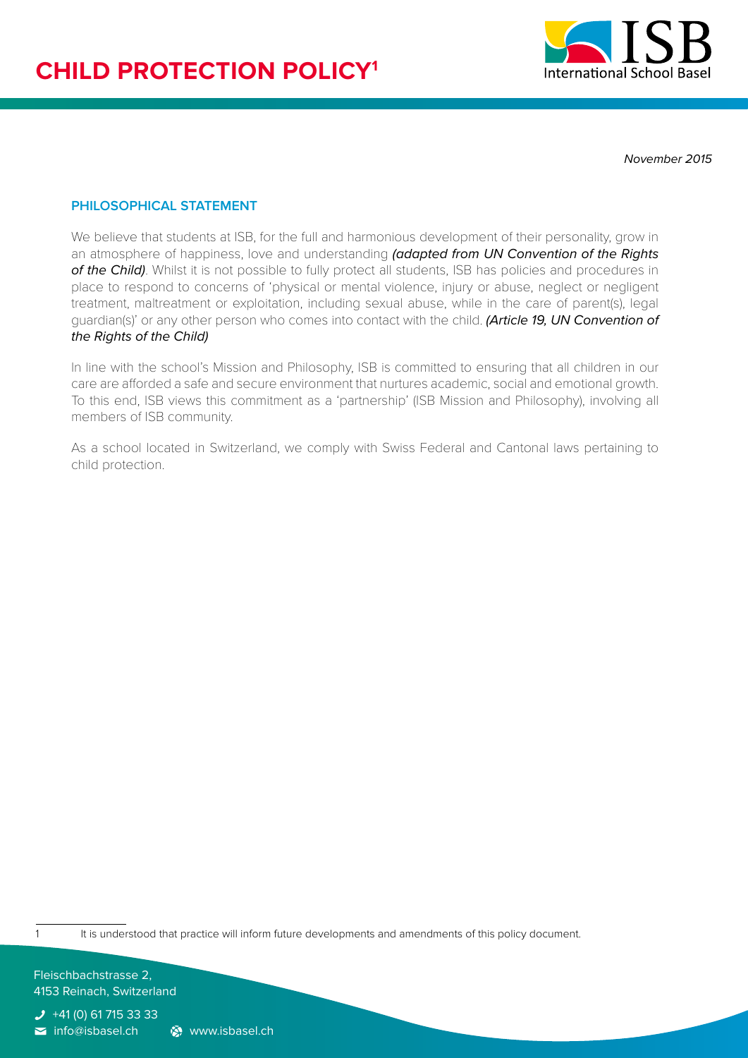# CHILD PROTECTION POLICY[1]

*November 2015*

## PHILOSOPHICAL STATEMENT

We believe that students at ISB, for the full and harmonious development of their personality, grow in an atmosphere of happiness, love and understanding ***(adapted from UN Convention of the Rights of the Child)***. Whilst it is not possible to fully protect all students, ISB has policies and procedures in place to respond to concerns of 'physical or mental violence, injury or abuse, neglect or negligent treatment, maltreatment or exploitation, including sexual abuse, while in the care of parent(s), legal guardian(s)' or any other person who comes into contact with the child. ***(Article 19, UN Convention of the Rights of the Child)***

In line with the school's Mission and Philosophy, ISB is committed to ensuring that all children in our care are afforded a safe and secure environment that nurtures academic, social and emotional growth. To this end, ISB views this commitment as a 'partnership' (ISB Mission and Philosophy), involving all members of ISB community.

As a school located in Switzerland, we comply with Swiss Federal and Cantonal laws pertaining to child protection.

---

[1] It is understood that practice will inform future developments and amendments of this policy document.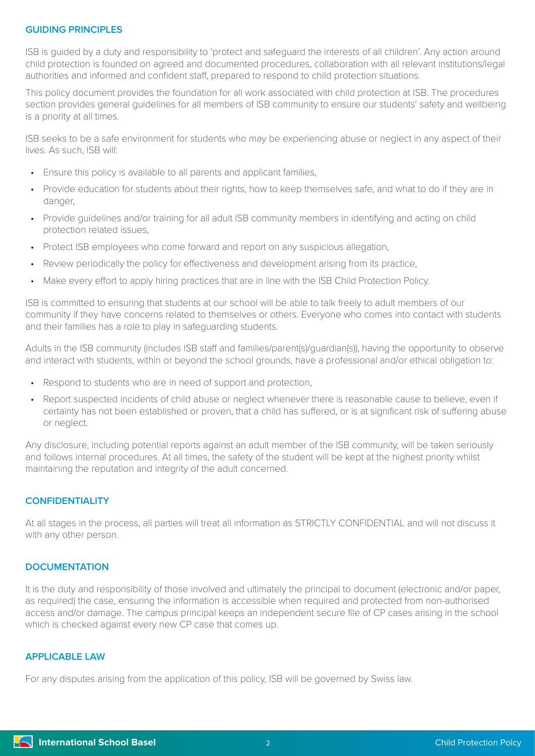## GUIDING PRINCIPLES

ISB is guided by a duty and responsibility to 'protect and safeguard the interests of all children'. Any action around child protection is founded on agreed and documented procedures, collaboration with all relevant institutions/legal authorities and informed and confident staff, prepared to respond to child protection situations.

This policy document provides the foundation for all work associated with child protection at ISB. The procedures section provides general guidelines for all members of ISB community to ensure our students' safety and wellbeing is a priority at all times.

ISB seeks to be a safe environment for students who may be experiencing abuse or neglect in any aspect of their lives. As such, ISB will:

- Ensure this policy is available to all parents and applicant families,
- Provide education for students about their rights, how to keep themselves safe, and what to do if they are in danger,
- Provide guidelines and/or training for all adult ISB community members in identifying and acting on child protection related issues,
- Protect ISB employees who come forward and report on any suspicious allegation,
- Review periodically the policy for effectiveness and development arising from its practice,
- Make every effort to apply hiring practices that are in line with the ISB Child Protection Policy.

ISB is committed to ensuring that students at our school will be able to talk freely to adult members of our community if they have concerns related to themselves or others. Everyone who comes into contact with students and their families has a role to play in safeguarding students.

Adults in the ISB community (includes ISB staff and families/parent(s)/guardian(s)), having the opportunity to observe and interact with students, within or beyond the school grounds, have a professional and/or ethical obligation to:

- Respond to students who are in need of support and protection,
- Report suspected incidents of child abuse or neglect whenever there is reasonable cause to believe, even if certainty has not been established or proven, that a child has suffered, or is at significant risk of suffering abuse or neglect.

Any disclosure, including potential reports against an adult member of the ISB community, will be taken seriously and follows internal procedures. At all times, the safety of the student will be kept at the highest priority whilst maintaining the reputation and integrity of the adult concerned.

## CONFIDENTIALITY

At all stages in the process, all parties will treat all information as STRICTLY CONFIDENTIAL and will not discuss it with any other person.

## DOCUMENTATION

It is the duty and responsibility of those involved and ultimately the principal to document (electronic and/or paper, as required) the case, ensuring the information is accessible when required and protected from non-authorised access and/or damage. The campus principal keeps an independent secure file of CP cases arising in the school which is checked against every new CP case that comes up.

## APPLICABLE LAW

For any disputes arising from the application of this policy, ISB will be governed by Swiss law.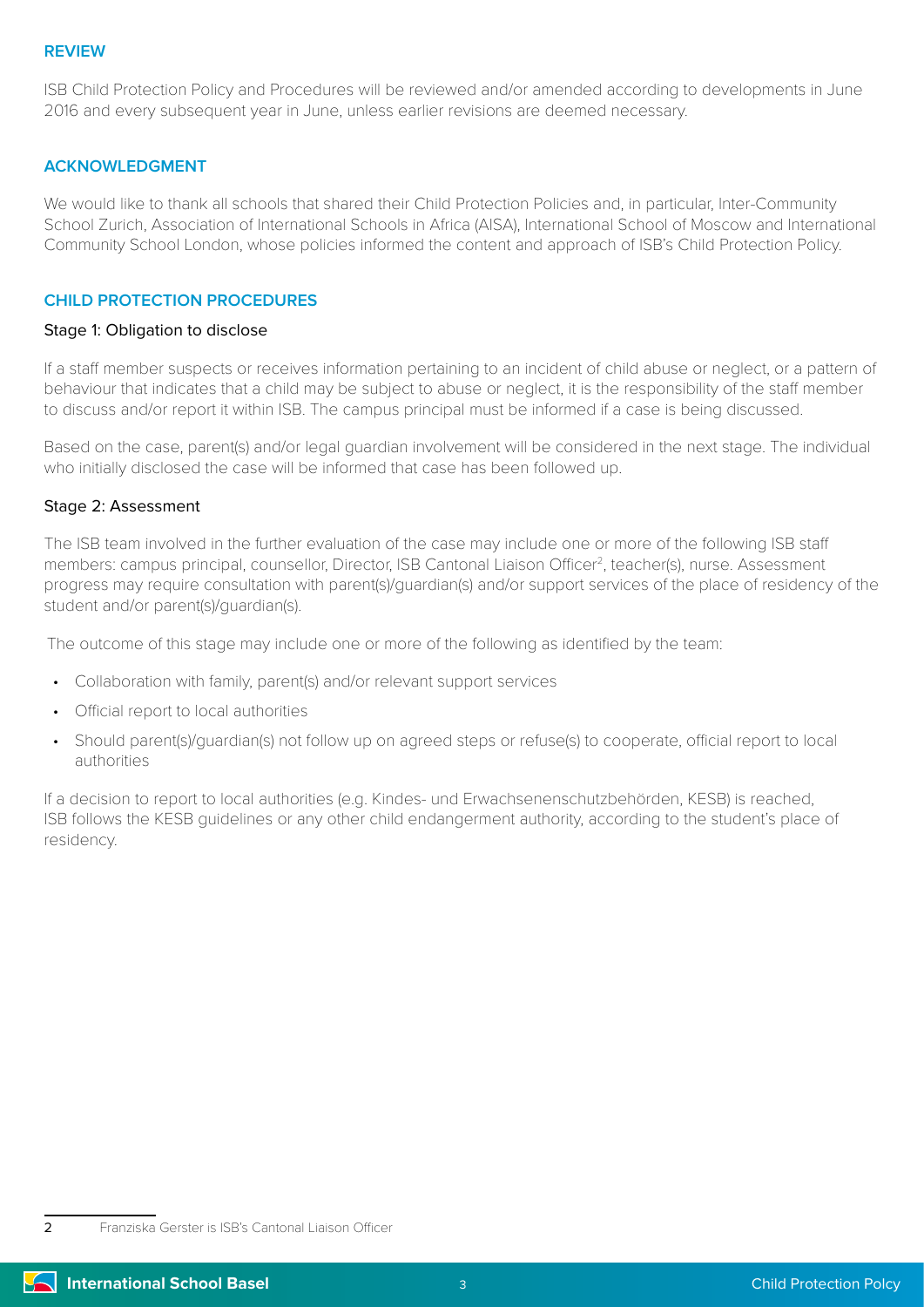## REVIEW

ISB Child Protection Policy and Procedures will be reviewed and/or amended according to developments in June 2016 and every subsequent year in June, unless earlier revisions are deemed necessary.

## ACKNOWLEDGMENT

We would like to thank all schools that shared their Child Protection Policies and, in particular, Inter-Community School Zurich, Association of International Schools in Africa (AISA), International School of Moscow and International Community School London, whose policies informed the content and approach of ISB's Child Protection Policy.

## CHILD PROTECTION PROCEDURES

### Stage 1: Obligation to disclose

If a staff member suspects or receives information pertaining to an incident of child abuse or neglect, or a pattern of behaviour that indicates that a child may be subject to abuse or neglect, it is the responsibility of the staff member to discuss and/or report it within ISB. The campus principal must be informed if a case is being discussed.

Based on the case, parent(s) and/or legal guardian involvement will be considered in the next stage. The individual who initially disclosed the case will be informed that case has been followed up.

### Stage 2: Assessment

The ISB team involved in the further evaluation of the case may include one or more of the following ISB staff members: campus principal, counsellor, Director, ISB Cantonal Liaison Officer[2], teacher(s), nurse. Assessment progress may require consultation with parent(s)/guardian(s) and/or support services of the place of residency of the student and/or parent(s)/guardian(s).

The outcome of this stage may include one or more of the following as identified by the team:

- Collaboration with family, parent(s) and/or relevant support services
- Official report to local authorities
- Should parent(s)/guardian(s) not follow up on agreed steps or refuse(s) to cooperate, official report to local authorities

If a decision to report to local authorities (e.g. Kindes- und Erwachsenenschutzbehörden, KESB) is reached, ISB follows the KESB guidelines or any other child endangerment authority, according to the student's place of residency.

---

[2] Franziska Gerster is ISB's Cantonal Liaison Officer